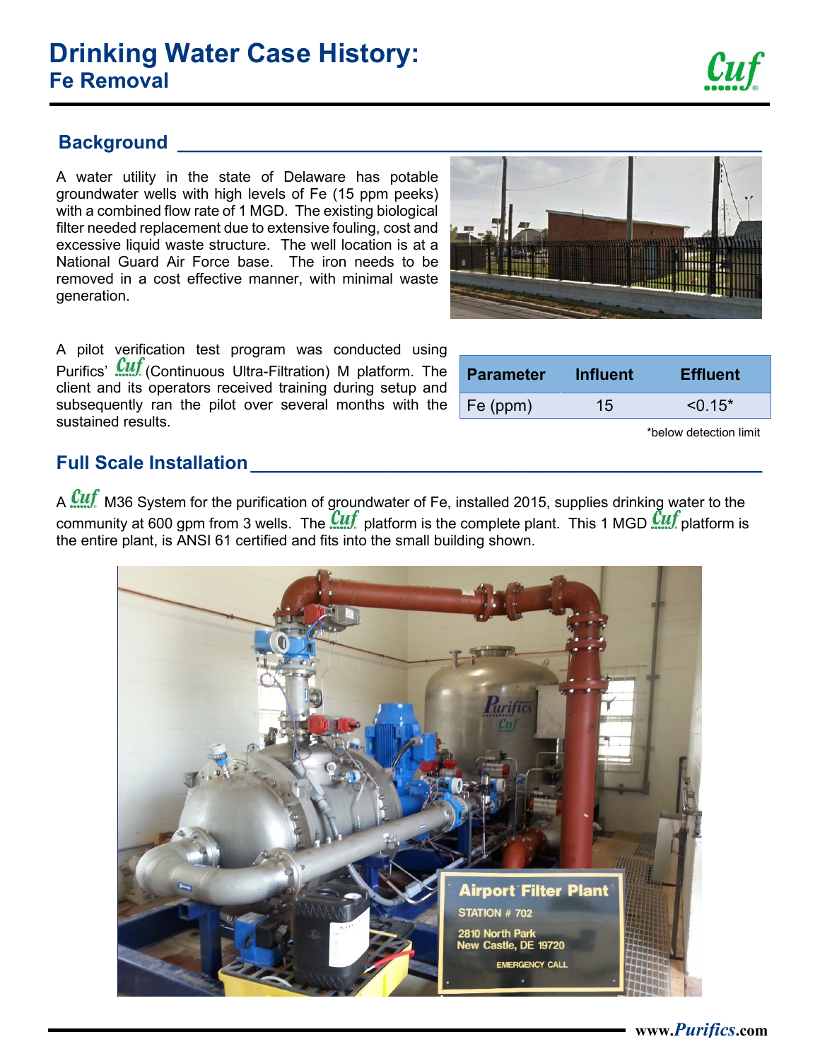# Drinking Water Case History:
## Fe Removal

### Background

A water utility in the state of Delaware has potable groundwater wells with high levels of Fe (15 ppm peeks) with a combined flow rate of 1 MGD. The existing biological filter needed replacement due to extensive fouling, cost and excessive liquid waste structure. The well location is at a National Guard Air Force base. The iron needs to be removed in a cost effective manner, with minimal waste generation.

A pilot verification test program was conducted using Purifics' Cuf (Continuous Ultra-Filtration) M platform. The client and its operators received training during setup and subsequently ran the pilot over several months with the sustained results.

| Parameter | Influent | Effluent |
|---|---|---|
| Fe (ppm) | 15 | <0.15* |

*below detection limit

### Full Scale Installation

A Cuf M36 System for the purification of groundwater of Fe, installed 2015, supplies drinking water to the community at 600 gpm from 3 wells. The Cuf platform is the complete plant. This 1 MGD Cuf platform is the entire plant, is ANSI 61 certified and fits into the small building shown.

www.Purifics.com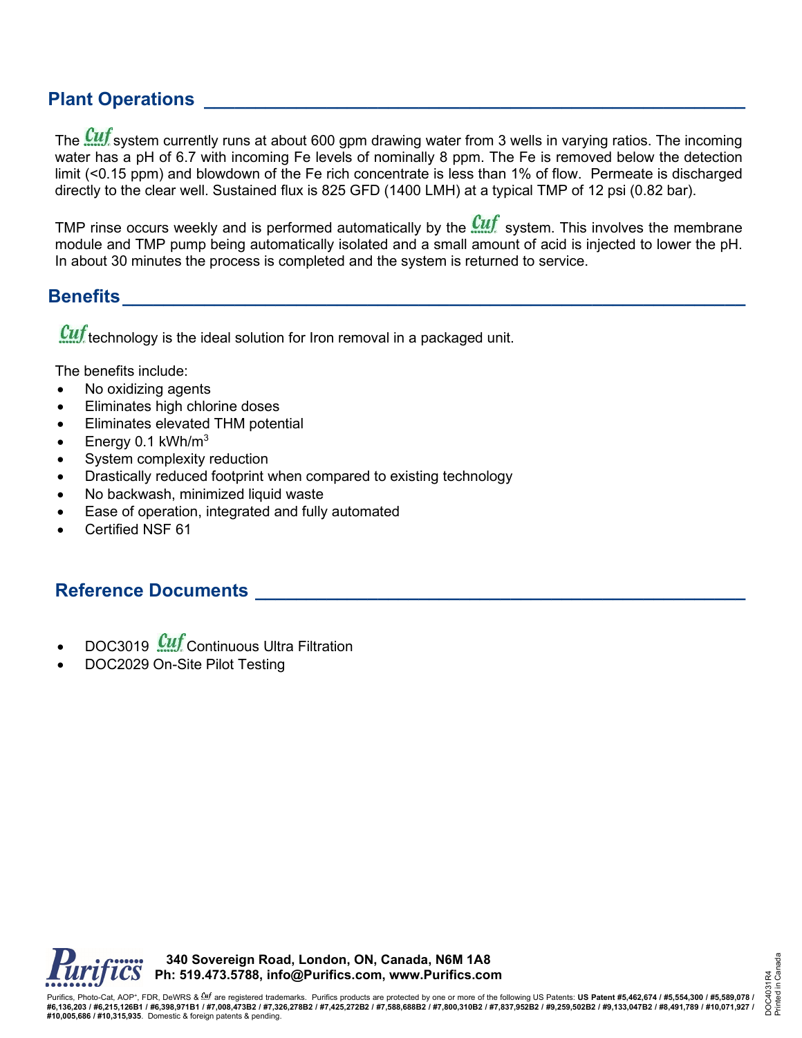## Plant Operations

The Cuf system currently runs at about 600 gpm drawing water from 3 wells in varying ratios. The incoming water has a pH of 6.7 with incoming Fe levels of nominally 8 ppm. The Fe is removed below the detection limit (<0.15 ppm) and blowdown of the Fe rich concentrate is less than 1% of flow. Permeate is discharged directly to the clear well. Sustained flux is 825 GFD (1400 LMH) at a typical TMP of 12 psi (0.82 bar).

TMP rinse occurs weekly and is performed automatically by the Cuf system. This involves the membrane module and TMP pump being automatically isolated and a small amount of acid is injected to lower the pH. In about 30 minutes the process is completed and the system is returned to service.

## Benefits

Cuf technology is the ideal solution for Iron removal in a packaged unit.

The benefits include:

- No oxidizing agents
- Eliminates high chlorine doses
- Eliminates elevated THM potential
- Energy 0.1 $kWh/m^3$
- System complexity reduction
- Drastically reduced footprint when compared to existing technology
- No backwash, minimized liquid waste
- Ease of operation, integrated and fully automated
- Certified NSF 61

## Reference Documents

- DOC3019 Cuf Continuous Ultra Filtration
- DOC2029 On-Site Pilot Testing

Purifics

340 Sovereign Road, London, ON, Canada, N6M 1A8
Ph: 519.473.5788, info@Purifics.com, www.Purifics.com

Purifics, Photo-Cat, AOP⁺, FDR, DeWRS & Cuf are registered trademarks. Purifics products are protected by one or more of the following US Patents: **US Patent #5,462,674 / #5,554,300 / #5,589,078 / #6,136,203 / #6,215,126B1 / #6,398,971B1 / #7,008,473B2 / #7,326,278B2 / #7,425,272B2 / #7,588,688B2 / #7,800,310B2 / #7,837,952B2 / #9,259,502B2 / #9,133,047B2 / #8,491,789 / #10,071,927 / #10,005,686 / #10,315,935**. Domestic & foreign patents & pending.

DOC4031R4
Printed in Canada